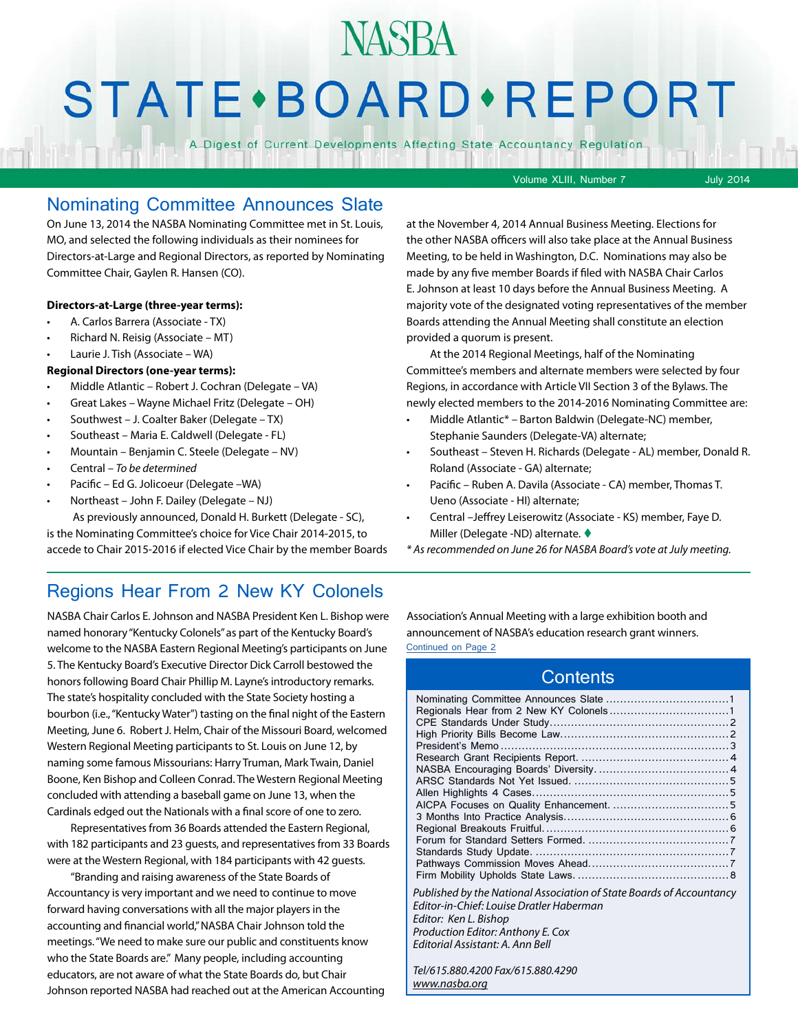# NASBA STATE • BOARD • REPORT

A Digest of Current Developments Affecting State Accountancy Regulation

Volume XLIII, Number 7 July 2014

## Nominating Committee Announces Slate

On June 13, 2014 the NASBA Nominating Committee met in St. Louis, MO, and selected the following individuals as their nominees for Directors-at-Large and Regional Directors, as reported by Nominating Committee Chair, Gaylen R. Hansen (CO).

**Directors-at-Large (three-year terms):**

- A. Carlos Barrera (Associate - TX)
- Richard N. Reisig (Associate – MT)
- Laurie J. Tish (Associate – WA)

**Regional Directors (one-year terms):**

- Middle Atlantic – Robert J. Cochran (Delegate – VA)
- Great Lakes – Wayne Michael Fritz (Delegate – OH)
- Southwest – J. Coalter Baker (Delegate – TX)
- Southeast – Maria E. Caldwell (Delegate – FL)
- Mountain – Benjamin C. Steele (Delegate – NV)
- Central – *To be determined*
- Pacific – Ed G. Jolicoeur (Delegate –WA)
- Northeast – John F. Dailey (Delegate – NJ)

As previously announced, Donald H. Burkett (Delegate - SC), is the Nominating Committee's choice for Vice Chair 2014-2015, to accede to Chair 2015-2016 if elected Vice Chair by the member Boards at the November 4, 2014 Annual Business Meeting. Elections for the other NASBA officers will also take place at the Annual Business Meeting, to be held in Washington, D.C. Nominations may also be made by any five member Boards if filed with NASBA Chair Carlos E. Johnson at least 10 days before the Annual Business Meeting. A majority vote of the designated voting representatives of the member Boards attending the Annual Meeting shall constitute an election provided a quorum is present.

At the 2014 Regional Meetings, half of the Nominating Committee's members and alternate members were selected by four Regions, in accordance with Article VII Section 3 of the Bylaws. The newly elected members to the 2014-2016 Nominating Committee are:

- Middle Atlantic* – Barton Baldwin (Delegate-NC) member, Stephanie Saunders (Delegate-VA) alternate;
- Southeast – Steven H. Richards (Delegate - AL) member, Donald R. Roland (Associate - GA) alternate;
- Pacific – Ruben A. Davila (Associate - CA) member, Thomas T. Ueno (Associate - HI) alternate;
- Central –Jeffrey Leiserowitz (Associate - KS) member, Faye D. Miller (Delegate -ND) alternate. ♦

*\* As recommended on June 26 for NASBA Board's vote at July meeting.*

## Regions Hear From 2 New KY Colonels

NASBA Chair Carlos E. Johnson and NASBA President Ken L. Bishop were named honorary "Kentucky Colonels" as part of the Kentucky Board's welcome to the NASBA Eastern Regional Meeting's participants on June 5. The Kentucky Board's Executive Director Dick Carroll bestowed the honors following Board Chair Phillip M. Layne's introductory remarks. The state's hospitality concluded with the State Society hosting a bourbon (i.e., "Kentucky Water") tasting on the final night of the Eastern Meeting, June 6. Robert J. Helm, Chair of the Missouri Board, welcomed Western Regional Meeting participants to St. Louis on June 12, by naming some famous Missourians: Harry Truman, Mark Twain, Daniel Boone, Ken Bishop and Colleen Conrad. The Western Regional Meeting concluded with attending a baseball game on June 13, when the Cardinals edged out the Nationals with a final score of one to zero.

Representatives from 36 Boards attended the Eastern Regional, with 182 participants and 23 guests, and representatives from 33 Boards were at the Western Regional, with 184 participants with 42 guests.

"Branding and raising awareness of the State Boards of Accountancy is very important and we need to continue to move forward having conversations with all the major players in the accounting and financial world," NASBA Chair Johnson told the meetings. "We need to make sure our public and constituents know who the State Boards are." Many people, including accounting educators, are not aware of what the State Boards do, but Chair Johnson reported NASBA had reached out at the American Accounting Association's Annual Meeting with a large exhibition booth and announcement of NASBA's education research grant winners.

Continued on Page 2

## Contents

| | |
|---|---|
| Nominating Committee Announces Slate | 1 |
| Regionals Hear from 2 New KY Colonels | 1 |
| CPE Standards Under Study | 2 |
| High Priority Bills Become Law | 2 |
| President's Memo | 3 |
| Research Grant Recipients Report | 4 |
| NASBA Encouraging Boards' Diversity | 4 |
| ARSC Standards Not Yet Issued | 5 |
| Allen Highlights 4 Cases | 5 |
| AICPA Focuses on Quality Enhancement | 5 |
| 3 Months Into Practice Analysis | 6 |
| Regional Breakouts Fruitful | 6 |
| Forum for Standard Setters Formed | 7 |
| Standards Study Update | 7 |
| Pathways Commission Moves Ahead | 7 |
| Firm Mobility Upholds State Laws | 8 |

*Published by the National Association of State Boards of Accountancy*
*Editor-in-Chief: Louise Dratler Haberman*
*Editor: Ken L. Bishop*
*Production Editor: Anthony E. Cox*
*Editorial Assistant: A. Ann Bell*

*Tel/615.880.4200 Fax/615.880.4290*
*www.nasba.org*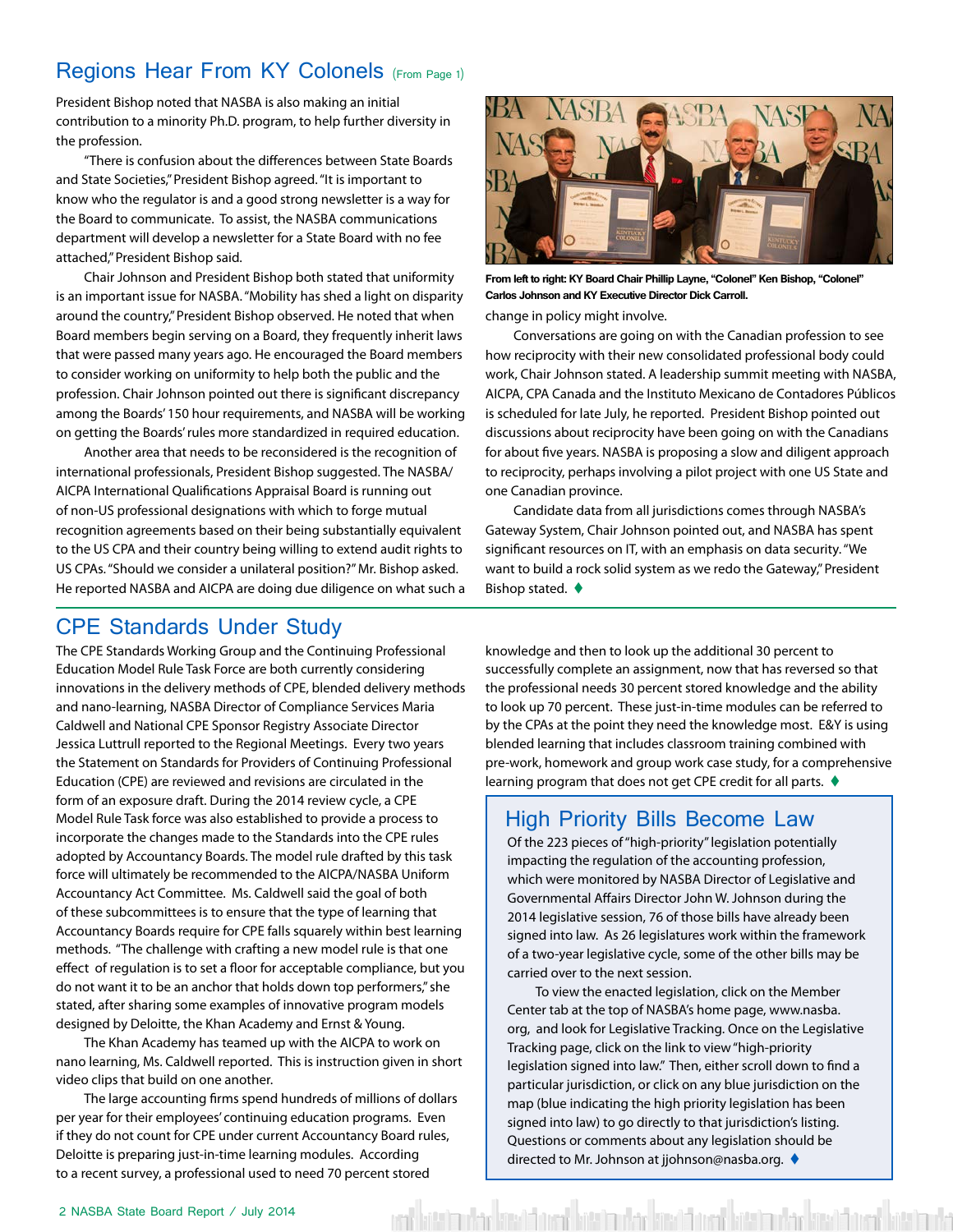## Regions Hear From KY Colonels (From Page 1)

President Bishop noted that NASBA is also making an initial contribution to a minority Ph.D. program, to help further diversity in the profession.

"There is confusion about the differences between State Boards and State Societies," President Bishop agreed. "It is important to know who the regulator is and a good strong newsletter is a way for the Board to communicate. To assist, the NASBA communications department will develop a newsletter for a State Board with no fee attached," President Bishop said.

Chair Johnson and President Bishop both stated that uniformity is an important issue for NASBA. "Mobility has shed a light on disparity around the country," President Bishop observed. He noted that when Board members begin serving on a Board, they frequently inherit laws that were passed many years ago. He encouraged the Board members to consider working on uniformity to help both the public and the profession. Chair Johnson pointed out there is significant discrepancy among the Boards' 150 hour requirements, and NASBA will be working on getting the Boards' rules more standardized in required education.

Another area that needs to be reconsidered is the recognition of international professionals, President Bishop suggested. The NASBA/AICPA International Qualifications Appraisal Board is running out of non-US professional designations with which to forge mutual recognition agreements based on their being substantially equivalent to the US CPA and their country being willing to extend audit rights to US CPAs. "Should we consider a unilateral position?" Mr. Bishop asked. He reported NASBA and AICPA are doing due diligence on what such a change in policy might involve.

**From left to right: KY Board Chair Phillip Layne, "Colonel" Ken Bishop, "Colonel" Carlos Johnson and KY Executive Director Dick Carroll.**

Conversations are going on with the Canadian profession to see how reciprocity with their new consolidated professional body could work, Chair Johnson stated. A leadership summit meeting with NASBA, AICPA, CPA Canada and the Instituto Mexicano de Contadores Públicos is scheduled for late July, he reported. President Bishop pointed out discussions about reciprocity have been going on with the Canadians for about five years. NASBA is proposing a slow and diligent approach to reciprocity, perhaps involving a pilot project with one US State and one Canadian province.

Candidate data from all jurisdictions comes through NASBA's Gateway System, Chair Johnson pointed out, and NASBA has spent significant resources on IT, with an emphasis on data security. "We want to build a rock solid system as we redo the Gateway," President Bishop stated. ♦

## CPE Standards Under Study

The CPE Standards Working Group and the Continuing Professional Education Model Rule Task Force are both currently considering innovations in the delivery methods of CPE, blended delivery methods and nano-learning, NASBA Director of Compliance Services Maria Caldwell and National CPE Sponsor Registry Associate Director Jessica Luttrull reported to the Regional Meetings. Every two years the Statement on Standards for Providers of Continuing Professional Education (CPE) are reviewed and revisions are circulated in the form of an exposure draft. During the 2014 review cycle, a CPE Model Rule Task force was also established to provide a process to incorporate the changes made to the Standards into the CPE rules adopted by Accountancy Boards. The model rule drafted by this task force will ultimately be recommended to the AICPA/NASBA Uniform Accountancy Act Committee. Ms. Caldwell said the goal of both of these subcommittees is to ensure that the type of learning that Accountancy Boards require for CPE falls squarely within best learning methods. "The challenge with crafting a new model rule is that one effect of regulation is to set a floor for acceptable compliance, but you do not want it to be an anchor that holds down top performers," she stated, after sharing some examples of innovative program models designed by Deloitte, the Khan Academy and Ernst & Young.

The Khan Academy has teamed up with the AICPA to work on nano learning, Ms. Caldwell reported. This is instruction given in short video clips that build on one another.

The large accounting firms spend hundreds of millions of dollars per year for their employees' continuing education programs. Even if they do not count for CPE under current Accountancy Board rules, Deloitte is preparing just-in-time learning modules. According to a recent survey, a professional used to need 70 percent stored knowledge and then to look up the additional 30 percent to successfully complete an assignment, now that has reversed so that the professional needs 30 percent stored knowledge and the ability to look up 70 percent. These just-in-time modules can be referred to by the CPAs at the point they need the knowledge most. E&Y is using blended learning that includes classroom training combined with pre-work, homework and group work case study, for a comprehensive learning program that does not get CPE credit for all parts. ♦

## High Priority Bills Become Law

Of the 223 pieces of "high-priority" legislation potentially impacting the regulation of the accounting profession, which were monitored by NASBA Director of Legislative and Governmental Affairs Director John W. Johnson during the 2014 legislative session, 76 of those bills have already been signed into law. As 26 legislatures work within the framework of a two-year legislative cycle, some of the other bills may be carried over to the next session.

To view the enacted legislation, click on the Member Center tab at the top of NASBA's home page, www.nasba.org, and look for Legislative Tracking. Once on the Legislative Tracking page, click on the link to view "high-priority legislation signed into law." Then, either scroll down to find a particular jurisdiction, or click on any blue jurisdiction on the map (blue indicating the high priority legislation has been signed into law) to go directly to that jurisdiction's listing. Questions or comments about any legislation should be directed to Mr. Johnson at jjohnson@nasba.org. ♦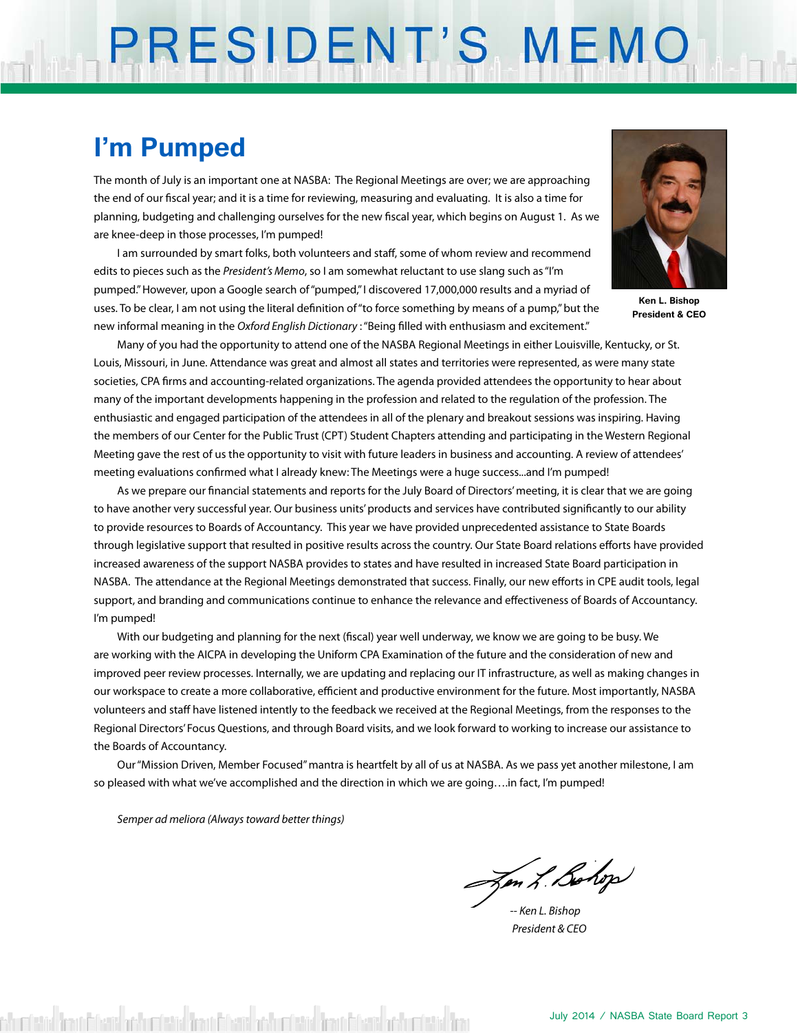# PRESIDENT'S MEMO

## I'm Pumped

Ken L. Bishop
President & CEO

The month of July is an important one at NASBA: The Regional Meetings are over; we are approaching the end of our fiscal year; and it is a time for reviewing, measuring and evaluating. It is also a time for planning, budgeting and challenging ourselves for the new fiscal year, which begins on August 1. As we are knee-deep in those processes, I'm pumped!

I am surrounded by smart folks, both volunteers and staff, some of whom review and recommend edits to pieces such as the *President's Memo*, so I am somewhat reluctant to use slang such as "I'm pumped." However, upon a Google search of "pumped," I discovered 17,000,000 results and a myriad of uses. To be clear, I am not using the literal definition of "to force something by means of a pump," but the new informal meaning in the *Oxford English Dictionary* : "Being filled with enthusiasm and excitement."

Many of you had the opportunity to attend one of the NASBA Regional Meetings in either Louisville, Kentucky, or St. Louis, Missouri, in June. Attendance was great and almost all states and territories were represented, as were many state societies, CPA firms and accounting-related organizations. The agenda provided attendees the opportunity to hear about many of the important developments happening in the profession and related to the regulation of the profession. The enthusiastic and engaged participation of the attendees in all of the plenary and breakout sessions was inspiring. Having the members of our Center for the Public Trust (CPT) Student Chapters attending and participating in the Western Regional Meeting gave the rest of us the opportunity to visit with future leaders in business and accounting. A review of attendees' meeting evaluations confirmed what I already knew: The Meetings were a huge success...and I'm pumped!

As we prepare our financial statements and reports for the July Board of Directors' meeting, it is clear that we are going to have another very successful year. Our business units' products and services have contributed significantly to our ability to provide resources to Boards of Accountancy. This year we have provided unprecedented assistance to State Boards through legislative support that resulted in positive results across the country. Our State Board relations efforts have provided increased awareness of the support NASBA provides to states and have resulted in increased State Board participation in NASBA. The attendance at the Regional Meetings demonstrated that success. Finally, our new efforts in CPE audit tools, legal support, and branding and communications continue to enhance the relevance and effectiveness of Boards of Accountancy. I'm pumped!

With our budgeting and planning for the next (fiscal) year well underway, we know we are going to be busy. We are working with the AICPA in developing the Uniform CPA Examination of the future and the consideration of new and improved peer review processes. Internally, we are updating and replacing our IT infrastructure, as well as making changes in our workspace to create a more collaborative, efficient and productive environment for the future. Most importantly, NASBA volunteers and staff have listened intently to the feedback we received at the Regional Meetings, from the responses to the Regional Directors' Focus Questions, and through Board visits, and we look forward to working to increase our assistance to the Boards of Accountancy.

Our "Mission Driven, Member Focused" mantra is heartfelt by all of us at NASBA. As we pass yet another milestone, I am so pleased with what we've accomplished and the direction in which we are going….in fact, I'm pumped!

*Semper ad meliora (Always toward better things)*

*-- Ken L. Bishop*
*President & CEO*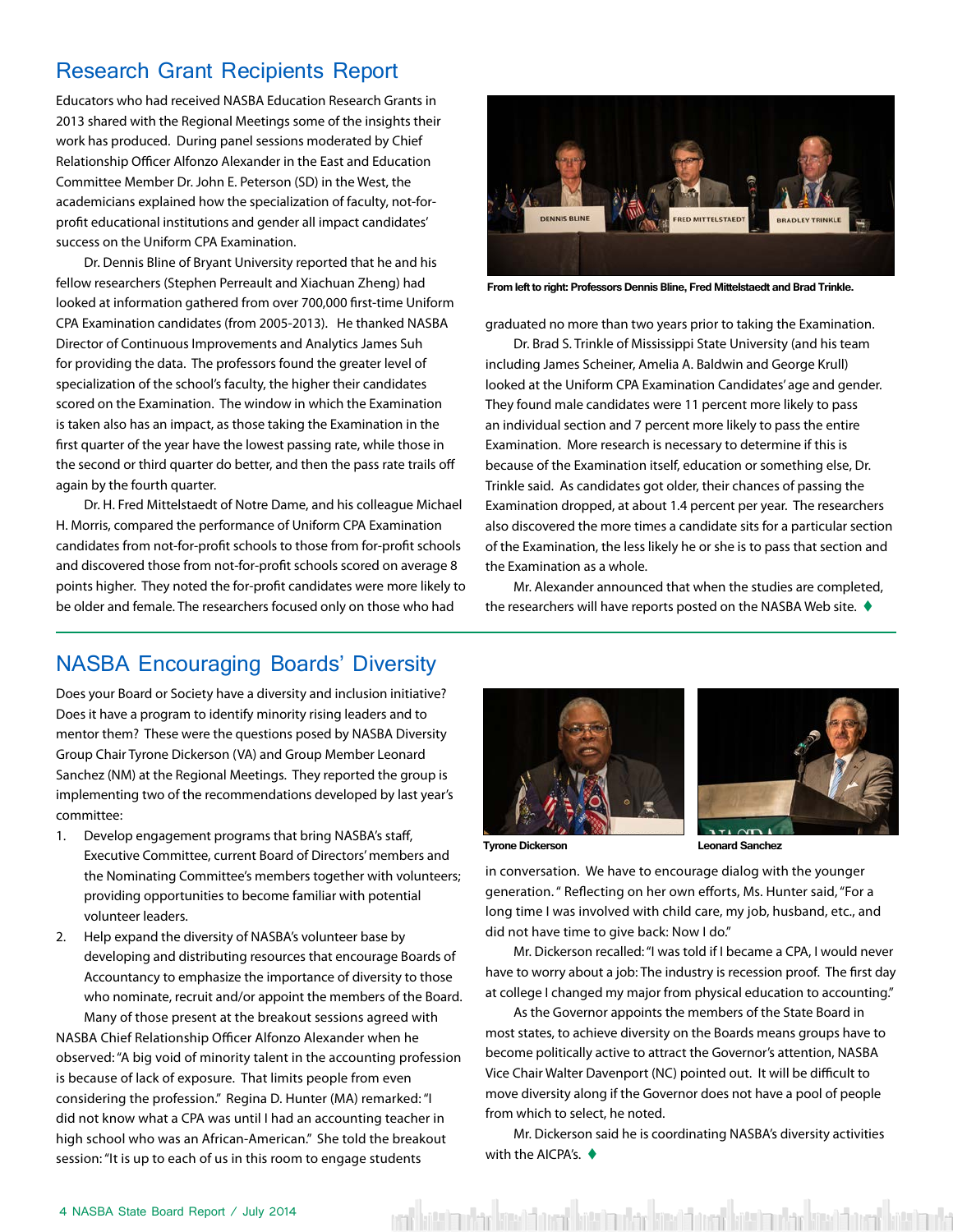## Research Grant Recipients Report

Educators who had received NASBA Education Research Grants in 2013 shared with the Regional Meetings some of the insights their work has produced. During panel sessions moderated by Chief Relationship Officer Alfonzo Alexander in the East and Education Committee Member Dr. John E. Peterson (SD) in the West, the academicians explained how the specialization of faculty, not-for-profit educational institutions and gender all impact candidates' success on the Uniform CPA Examination.

Dr. Dennis Bline of Bryant University reported that he and his fellow researchers (Stephen Perreault and Xiachuan Zheng) had looked at information gathered from over 700,000 first-time Uniform CPA Examination candidates (from 2005-2013). He thanked NASBA Director of Continuous Improvements and Analytics James Suh for providing the data. The professors found the greater level of specialization of the school's faculty, the higher their candidates scored on the Examination. The window in which the Examination is taken also has an impact, as those taking the Examination in the first quarter of the year have the lowest passing rate, while those in the second or third quarter do better, and then the pass rate trails off again by the fourth quarter.

Dr. H. Fred Mittelstaedt of Notre Dame, and his colleague Michael H. Morris, compared the performance of Uniform CPA Examination candidates from not-for-profit schools to those from for-profit schools and discovered those from not-for-profit schools scored on average 8 points higher. They noted the for-profit candidates were more likely to be older and female. The researchers focused only on those who had graduated no more than two years prior to taking the Examination.

**From left to right: Professors Dennis Bline, Fred Mittelstaedt and Brad Trinkle.**

Dr. Brad S. Trinkle of Mississippi State University (and his team including James Scheiner, Amelia A. Baldwin and George Krull) looked at the Uniform CPA Examination Candidates' age and gender. They found male candidates were 11 percent more likely to pass an individual section and 7 percent more likely to pass the entire Examination. More research is necessary to determine if this is because of the Examination itself, education or something else, Dr. Trinkle said. As candidates got older, their chances of passing the Examination dropped, at about 1.4 percent per year. The researchers also discovered the more times a candidate sits for a particular section of the Examination, the less likely he or she is to pass that section and the Examination as a whole.

Mr. Alexander announced that when the studies are completed, the researchers will have reports posted on the NASBA Web site. ♦

## NASBA Encouraging Boards' Diversity

Does your Board or Society have a diversity and inclusion initiative? Does it have a program to identify minority rising leaders and to mentor them? These were the questions posed by NASBA Diversity Group Chair Tyrone Dickerson (VA) and Group Member Leonard Sanchez (NM) at the Regional Meetings. They reported the group is implementing two of the recommendations developed by last year's committee:

1. Develop engagement programs that bring NASBA's staff, Executive Committee, current Board of Directors' members and the Nominating Committee's members together with volunteers; providing opportunities to become familiar with potential volunteer leaders.
2. Help expand the diversity of NASBA's volunteer base by developing and distributing resources that encourage Boards of Accountancy to emphasize the importance of diversity to those who nominate, recruit and/or appoint the members of the Board.

Many of those present at the breakout sessions agreed with NASBA Chief Relationship Officer Alfonzo Alexander when he observed: "A big void of minority talent in the accounting profession is because of lack of exposure. That limits people from even considering the profession." Regina D. Hunter (MA) remarked: "I did not know what a CPA was until I had an accounting teacher in high school who was an African-American." She told the breakout session: "It is up to each of us in this room to engage students in conversation. We have to encourage dialog with the younger generation." Reflecting on her own efforts, Ms. Hunter said, "For a long time I was involved with child care, my job, husband, etc., and did not have time to give back: Now I do."

**Tyrone Dickerson**

**Leonard Sanchez**

Mr. Dickerson recalled: "I was told if I became a CPA, I would never have to worry about a job: The industry is recession proof. The first day at college I changed my major from physical education to accounting."

As the Governor appoints the members of the State Board in most states, to achieve diversity on the Boards means groups have to become politically active to attract the Governor's attention, NASBA Vice Chair Walter Davenport (NC) pointed out. It will be difficult to move diversity along if the Governor does not have a pool of people from which to select, he noted.

Mr. Dickerson said he is coordinating NASBA's diversity activities with the AICPA's. ♦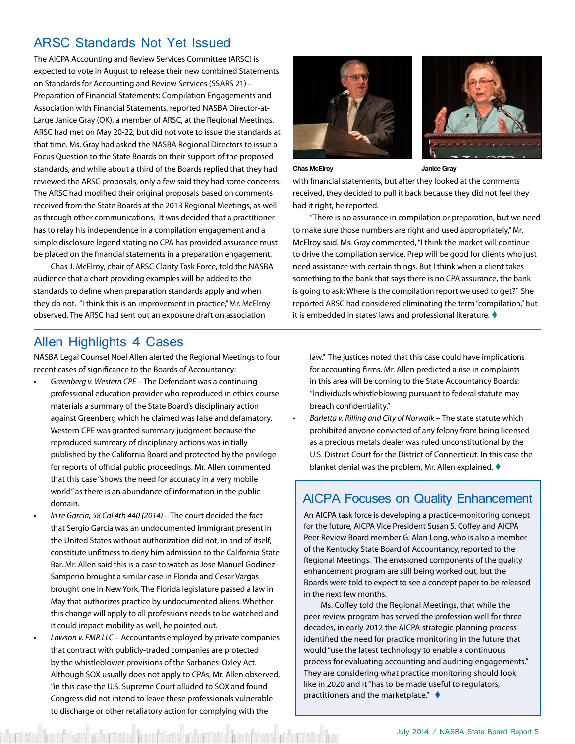## ARSC Standards Not Yet Issued

The AICPA Accounting and Review Services Committee (ARSC) is expected to vote in August to release their new combined Statements on Standards for Accounting and Review Services (SSARS 21) – Preparation of Financial Statements: Compilation Engagements and Association with Financial Statements, reported NASBA Director-at-Large Janice Gray (OK), a member of ARSC, at the Regional Meetings. ARSC had met on May 20-22, but did not vote to issue the standards at that time. Ms. Gray had asked the NASBA Regional Directors to issue a Focus Question to the State Boards on their support of the proposed standards, and while about a third of the Boards replied that they had reviewed the ARSC proposals, only a few said they had some concerns. The ARSC had modified their original proposals based on comments received from the State Boards at the 2013 Regional Meetings, as well as through other communications. It was decided that a practitioner has to relay his independence in a compilation engagement and a simple disclosure legend stating no CPA has provided assurance must be placed on the financial statements in a preparation engagement.

Chas J. McElroy, chair of ARSC Clarity Task Force, told the NASBA audience that a chart providing examples will be added to the standards to define when preparation standards apply and when they do not. "I think this is an improvement in practice," Mr. McElroy observed. The ARSC had sent out an exposure draft on association with financial statements, but after they looked at the comments received, they decided to pull it back because they did not feel they had it right, he reported.

**Chas McElroy** **Janice Gray**

"There is no assurance in compilation or preparation, but we need to make sure those numbers are right and used appropriately," Mr. McElroy said. Ms. Gray commented, "I think the market will continue to drive the compilation service. Prep will be good for clients who just need assistance with certain things. But I think when a client takes something to the bank that says there is no CPA assurance, the bank is going to ask: Where is the compilation report we used to get?" She reported ARSC had considered eliminating the term "compilation," but it is embedded in states' laws and professional literature. ♦

## Allen Highlights 4 Cases

NASBA Legal Counsel Noel Allen alerted the Regional Meetings to four recent cases of significance to the Boards of Accountancy:

- *Greenberg v. Western CPE* – The Defendant was a continuing professional education provider who reproduced in ethics course materials a summary of the State Board's disciplinary action against Greenberg which he claimed was false and defamatory. Western CPE was granted summary judgment because the reproduced summary of disciplinary actions was initially published by the California Board and protected by the privilege for reports of official public proceedings. Mr. Allen commented that this case "shows the need for accuracy in a very mobile world" as there is an abundance of information in the public domain.
- *In re Garcia, 58 Cal 4th 440 (2014)* – The court decided the fact that Sergio Garcia was an undocumented immigrant present in the United States without authorization did not, in and of itself, constitute unfitness to deny him admission to the California State Bar. Mr. Allen said this is a case to watch as Jose Manuel Godinez-Samperio brought a similar case in Florida and Cesar Vargas brought one in New York. The Florida legislature passed a law in May that authorizes practice by undocumented aliens. Whether this change will apply to all professions needs to be watched and it could impact mobility as well, he pointed out.
- *Lawson v. FMR LLC* – Accountants employed by private companies that contract with publicly-traded companies are protected by the whistleblower provisions of the Sarbanes-Oxley Act. Although SOX usually does not apply to CPAs, Mr. Allen observed, "in this case the U.S. Supreme Court alluded to SOX and found Congress did not intend to leave these professionals vulnerable to discharge or other retaliatory action for complying with the law." The justices noted that this case could have implications for accounting firms. Mr. Allen predicted a rise in complaints in this area will be coming to the State Accountancy Boards: "Individuals whistleblowing pursuant to federal statute may breach confidentiality."
- *Barletta v. Rilling and City of Norwalk* – The state statute which prohibited anyone convicted of any felony from being licensed as a precious metals dealer was ruled unconstitutional by the U.S. District Court for the District of Connecticut. In this case the blanket denial was the problem, Mr. Allen explained. ♦

## AICPA Focuses on Quality Enhancement

An AICPA task force is developing a practice-monitoring concept for the future, AICPA Vice President Susan S. Coffey and AICPA Peer Review Board member G. Alan Long, who is also a member of the Kentucky State Board of Accountancy, reported to the Regional Meetings. The envisioned components of the quality enhancement program are still being worked out, but the Boards were told to expect to see a concept paper to be released in the next few months.

Ms. Coffey told the Regional Meetings, that while the peer review program has served the profession well for three decades, in early 2012 the AICPA strategic planning process identified the need for practice monitoring in the future that would "use the latest technology to enable a continuous process for evaluating accounting and auditing engagements." They are considering what practice monitoring should look like in 2020 and it "has to be made useful to regulators, practitioners and the marketplace." ♦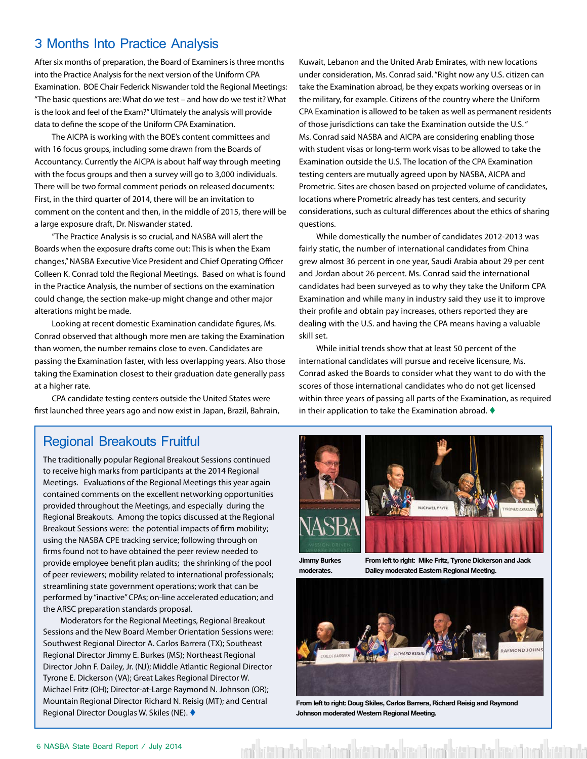## 3 Months Into Practice Analysis

After six months of preparation, the Board of Examiners is three months into the Practice Analysis for the next version of the Uniform CPA Examination. BOE Chair Federick Niswander told the Regional Meetings: "The basic questions are: What do we test – and how do we test it? What is the look and feel of the Exam?" Ultimately the analysis will provide data to define the scope of the Uniform CPA Examination.

The AICPA is working with the BOE's content committees and with 16 focus groups, including some drawn from the Boards of Accountancy. Currently the AICPA is about half way through meeting with the focus groups and then a survey will go to 3,000 individuals. There will be two formal comment periods on released documents: First, in the third quarter of 2014, there will be an invitation to comment on the content and then, in the middle of 2015, there will be a large exposure draft, Dr. Niswander stated.

"The Practice Analysis is so crucial, and NASBA will alert the Boards when the exposure drafts come out: This is when the Exam changes," NASBA Executive Vice President and Chief Operating Officer Colleen K. Conrad told the Regional Meetings. Based on what is found in the Practice Analysis, the number of sections on the examination could change, the section make-up might change and other major alterations might be made.

Looking at recent domestic Examination candidate figures, Ms. Conrad observed that although more men are taking the Examination than women, the number remains close to even. Candidates are passing the Examination faster, with less overlapping years. Also those taking the Examination closest to their graduation date generally pass at a higher rate.

CPA candidate testing centers outside the United States were first launched three years ago and now exist in Japan, Brazil, Bahrain, Kuwait, Lebanon and the United Arab Emirates, with new locations under consideration, Ms. Conrad said. "Right now any U.S. citizen can take the Examination abroad, be they expats working overseas or in the military, for example. Citizens of the country where the Uniform CPA Examination is allowed to be taken as well as permanent residents of those jurisdictions can take the Examination outside the U.S." Ms. Conrad said NASBA and AICPA are considering enabling those with student visas or long-term work visas to be allowed to take the Examination outside the U.S. The location of the CPA Examination testing centers are mutually agreed upon by NASBA, AICPA and Prometric. Sites are chosen based on projected volume of candidates, locations where Prometric already has test centers, and security considerations, such as cultural differences about the ethics of sharing questions.

While domestically the number of candidates 2012-2013 was fairly static, the number of international candidates from China grew almost 36 percent in one year, Saudi Arabia about 29 per cent and Jordan about 26 percent. Ms. Conrad said the international candidates had been surveyed as to why they take the Uniform CPA Examination and while many in industry said they use it to improve their profile and obtain pay increases, others reported they are dealing with the U.S. and having the CPA means having a valuable skill set.

While initial trends show that at least 50 percent of the international candidates will pursue and receive licensure, Ms. Conrad asked the Boards to consider what they want to do with the scores of those international candidates who do not get licensed within three years of passing all parts of the Examination, as required in their application to take the Examination abroad. ♦

## Regional Breakouts Fruitful

The traditionally popular Regional Breakout Sessions continued to receive high marks from participants at the 2014 Regional Meetings. Evaluations of the Regional Meetings this year again contained comments on the excellent networking opportunities provided throughout the Meetings, and especially during the Regional Breakouts. Among the topics discussed at the Regional Breakout Sessions were: the potential impacts of firm mobility; using the NASBA CPE tracking service; following through on firms found not to have obtained the peer review needed to provide employee benefit plan audits; the shrinking of the pool of peer reviewers; mobility related to international professionals; streamlining state government operations; work that can be performed by "inactive" CPAs; on-line accelerated education; and the ARSC preparation standards proposal.

Moderators for the Regional Meetings, Regional Breakout Sessions and the New Board Member Orientation Sessions were: Southwest Regional Director A. Carlos Barrera (TX); Southeast Regional Director Jimmy E. Burkes (MS); Northeast Regional Director John F. Dailey, Jr. (NJ); Middle Atlantic Regional Director Tyrone E. Dickerson (VA); Great Lakes Regional Director W. Michael Fritz (OH); Director-at-Large Raymond N. Johnson (OR); Mountain Regional Director Richard N. Reisig (MT); and Central Regional Director Douglas W. Skiles (NE). ♦

**Jimmy Burkes moderates.**

**From left to right: Mike Fritz, Tyrone Dickerson and Jack Dailey moderated Eastern Regional Meeting.**

**From left to right: Doug Skiles, Carlos Barrera, Richard Reisig and Raymond Johnson moderated Western Regional Meeting.**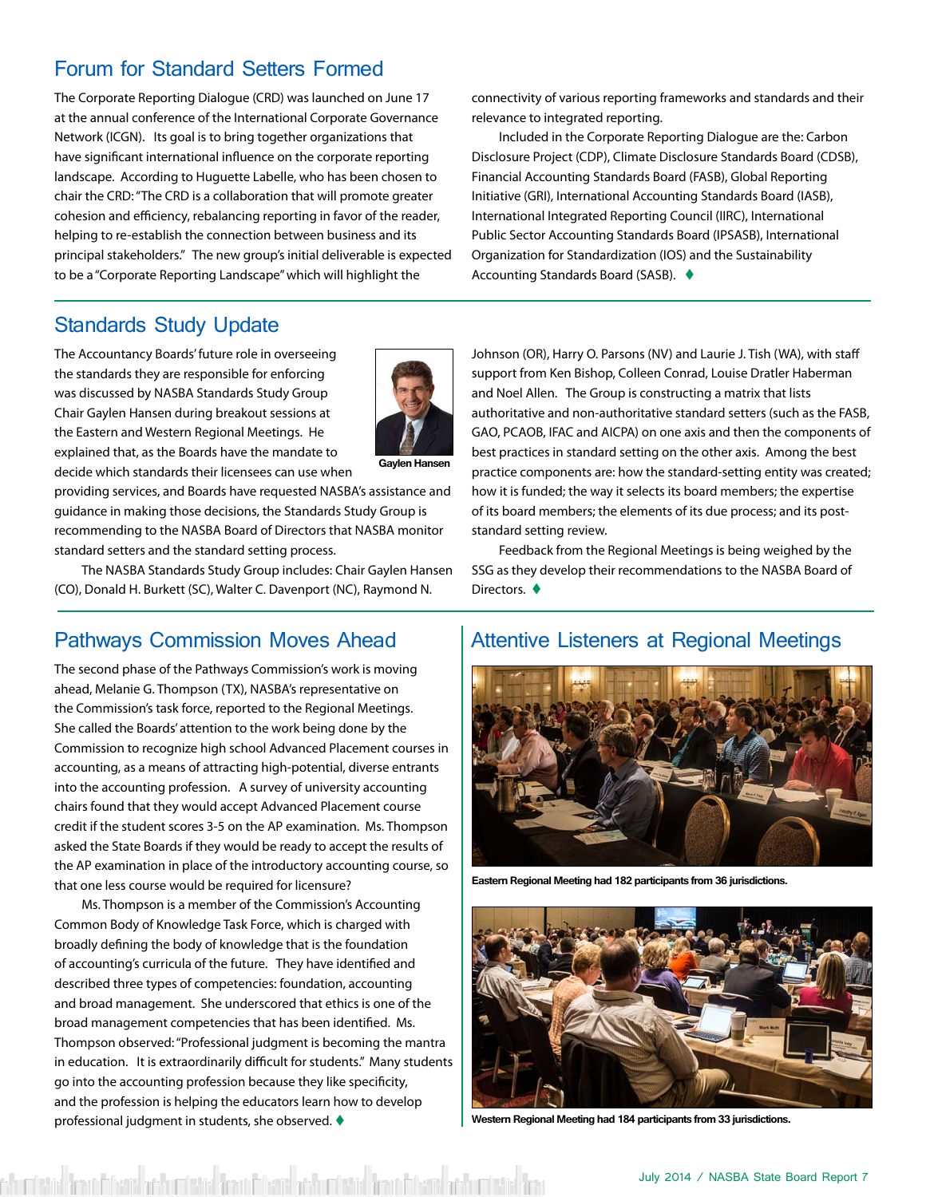## Forum for Standard Setters Formed

The Corporate Reporting Dialogue (CRD) was launched on June 17 at the annual conference of the International Corporate Governance Network (ICGN). Its goal is to bring together organizations that have significant international influence on the corporate reporting landscape. According to Huguette Labelle, who has been chosen to chair the CRD: "The CRD is a collaboration that will promote greater cohesion and efficiency, rebalancing reporting in favor of the reader, helping to re-establish the connection between business and its principal stakeholders." The new group's initial deliverable is expected to be a "Corporate Reporting Landscape" which will highlight the connectivity of various reporting frameworks and standards and their relevance to integrated reporting.

Included in the Corporate Reporting Dialogue are the: Carbon Disclosure Project (CDP), Climate Disclosure Standards Board (CDSB), Financial Accounting Standards Board (FASB), Global Reporting Initiative (GRI), International Accounting Standards Board (IASB), International Integrated Reporting Council (IIRC), International Public Sector Accounting Standards Board (IPSASB), International Organization for Standardization (IOS) and the Sustainability Accounting Standards Board (SASB). ♦

## Standards Study Update

The Accountancy Boards' future role in overseeing the standards they are responsible for enforcing was discussed by NASBA Standards Study Group Chair Gaylen Hansen during breakout sessions at the Eastern and Western Regional Meetings. He explained that, as the Boards have the mandate to decide which standards their licensees can use when providing services, and Boards have requested NASBA's assistance and guidance in making those decisions, the Standards Study Group is recommending to the NASBA Board of Directors that NASBA monitor standard setters and the standard setting process.

Gaylen Hansen

The NASBA Standards Study Group includes: Chair Gaylen Hansen (CO), Donald H. Burkett (SC), Walter C. Davenport (NC), Raymond N. Johnson (OR), Harry O. Parsons (NV) and Laurie J. Tish (WA), with staff support from Ken Bishop, Colleen Conrad, Louise Dratler Haberman and Noel Allen. The Group is constructing a matrix that lists authoritative and non-authoritative standard setters (such as the FASB, GAO, PCAOB, IFAC and AICPA) on one axis and then the components of best practices in standard setting on the other axis. Among the best practice components are: how the standard-setting entity was created; how it is funded; the way it selects its board members; the expertise of its board members; the elements of its due process; and its post-standard setting review.

Feedback from the Regional Meetings is being weighed by the SSG as they develop their recommendations to the NASBA Board of Directors. ♦

## Pathways Commission Moves Ahead

The second phase of the Pathways Commission's work is moving ahead, Melanie G. Thompson (TX), NASBA's representative on the Commission's task force, reported to the Regional Meetings. She called the Boards' attention to the work being done by the Commission to recognize high school Advanced Placement courses in accounting, as a means of attracting high-potential, diverse entrants into the accounting profession. A survey of university accounting chairs found that they would accept Advanced Placement course credit if the student scores 3-5 on the AP examination. Ms. Thompson asked the State Boards if they would be ready to accept the results of the AP examination in place of the introductory accounting course, so that one less course would be required for licensure?

Ms. Thompson is a member of the Commission's Accounting Common Body of Knowledge Task Force, which is charged with broadly defining the body of knowledge that is the foundation of accounting's curricula of the future. They have identified and described three types of competencies: foundation, accounting and broad management. She underscored that ethics is one of the broad management competencies that has been identified. Ms. Thompson observed: "Professional judgment is becoming the mantra in education. It is extraordinarily difficult for students." Many students go into the accounting profession because they like specificity, and the profession is helping the educators learn how to develop professional judgment in students, she observed. ♦

## Attentive Listeners at Regional Meetings

**Eastern Regional Meeting had 182 participants from 36 jurisdictions.**

**Western Regional Meeting had 184 participants from 33 jurisdictions.**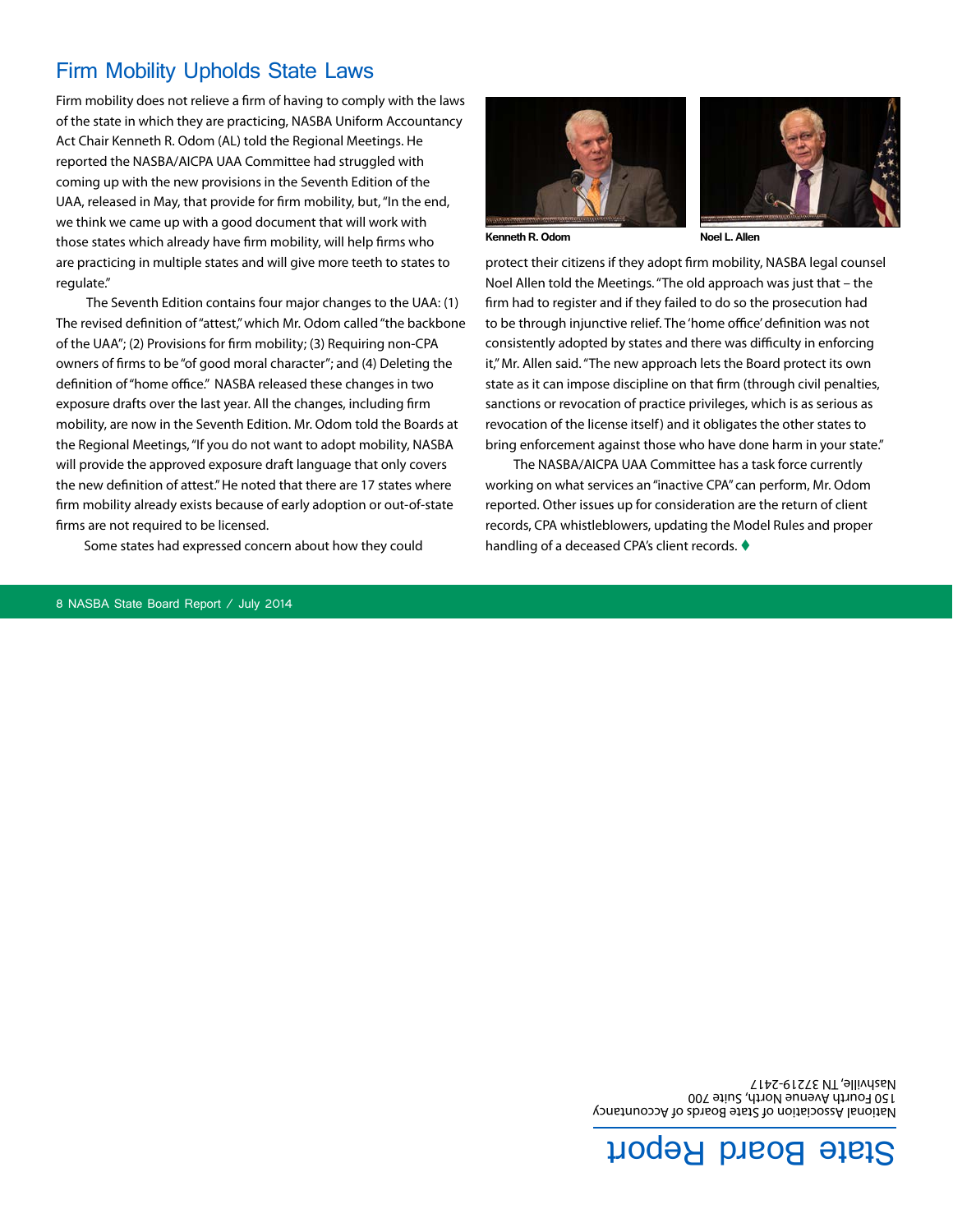## Firm Mobility Upholds State Laws

Firm mobility does not relieve a firm of having to comply with the laws of the state in which they are practicing, NASBA Uniform Accountancy Act Chair Kenneth R. Odom (AL) told the Regional Meetings. He reported the NASBA/AICPA UAA Committee had struggled with coming up with the new provisions in the Seventh Edition of the UAA, released in May, that provide for firm mobility, but, "In the end, we think we came up with a good document that will work with those states which already have firm mobility, will help firms who are practicing in multiple states and will give more teeth to states to regulate."

The Seventh Edition contains four major changes to the UAA: (1) The revised definition of "attest," which Mr. Odom called "the backbone of the UAA"; (2) Provisions for firm mobility; (3) Requiring non-CPA owners of firms to be "of good moral character"; and (4) Deleting the definition of "home office." NASBA released these changes in two exposure drafts over the last year. All the changes, including firm mobility, are now in the Seventh Edition. Mr. Odom told the Boards at the Regional Meetings, "If you do not want to adopt mobility, NASBA will provide the approved exposure draft language that only covers the new definition of attest." He noted that there are 17 states where firm mobility already exists because of early adoption or out-of-state firms are not required to be licensed.

Some states had expressed concern about how they could protect their citizens if they adopt firm mobility, NASBA legal counsel Noel Allen told the Meetings. "The old approach was just that – the firm had to register and if they failed to do so the prosecution had to be through injunctive relief. The 'home office' definition was not consistently adopted by states and there was difficulty in enforcing it," Mr. Allen said. "The new approach lets the Board protect its own state as it can impose discipline on that firm (through civil penalties, sanctions or revocation of practice privileges, which is as serious as revocation of the license itself) and it obligates the other states to bring enforcement against those who have done harm in your state."

Kenneth R. Odom

Noel L. Allen

The NASBA/AICPA UAA Committee has a task force currently working on what services an "inactive CPA" can perform, Mr. Odom reported. Other issues up for consideration are the return of client records, CPA whistleblowers, updating the Model Rules and proper handling of a deceased CPA's client records. ♦

State Board Report

National Association of State Boards of Accountancy
150 Fourth Avenue North, Suite 700
Nashville, TN 37219-2417